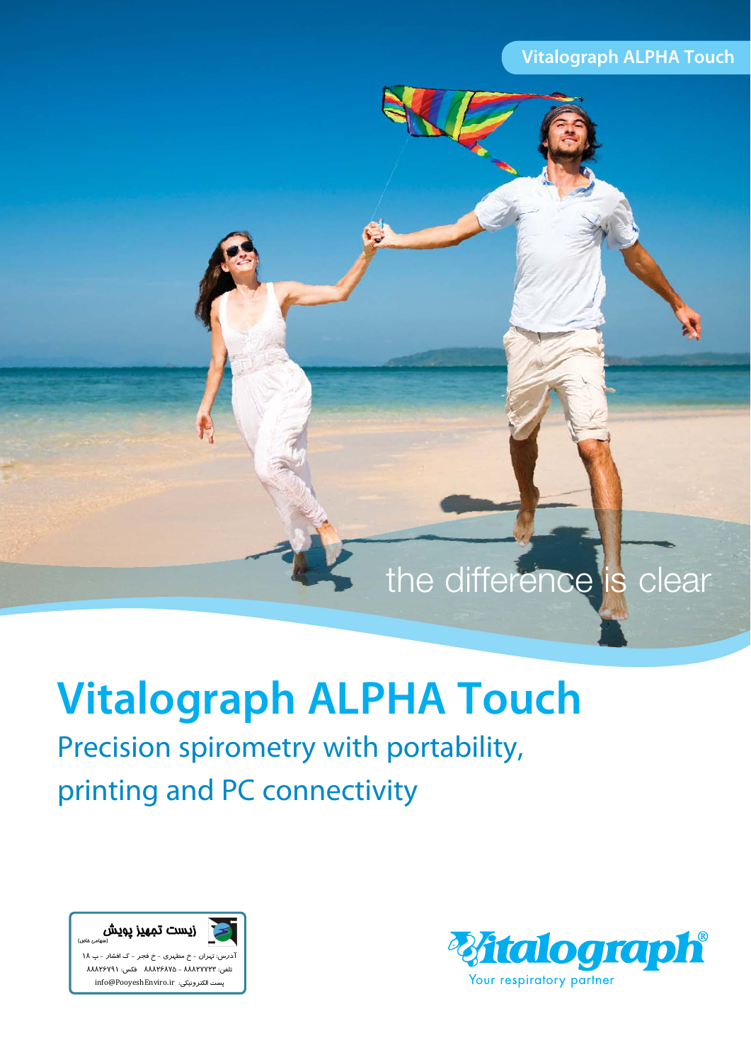Vitalograph ALPHA Touch

the difference is clear

# Vitalograph ALPHA Touch

## Precision spirometry with portability, printing and PC connectivity

زیست تجهیز پویش
(سهامی خاص)
آدرس: تهران - خ مطهری - خ فجر - ک افشار - پ ۱۸
تلفن: ۸۸۸۲۷۷۲۳ - ۸۸۸۲۶۸۷۵ فکس: ۸۸۸۲۶۷۹۱
پست الکترونیکی: info@PooyeshEnviro.ir

Vitalograph®
Your respiratory partner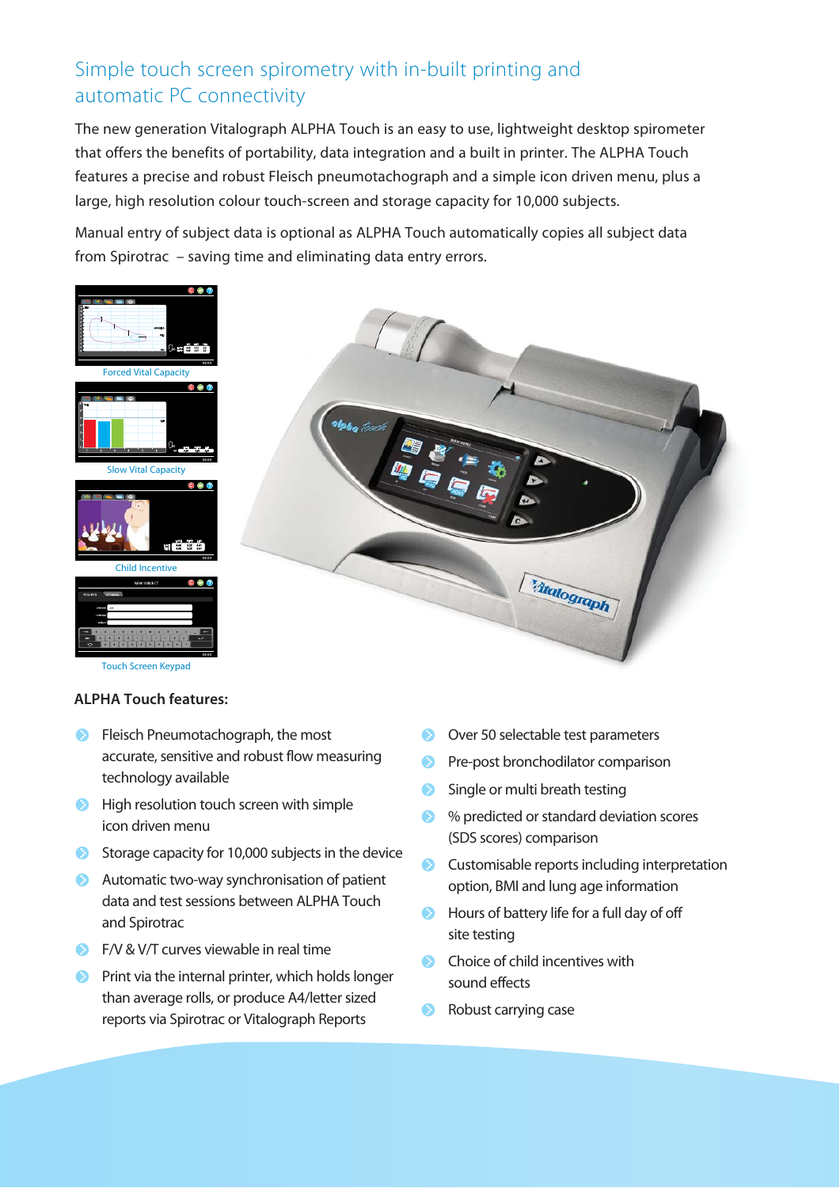## Simple touch screen spirometry with in-built printing and automatic PC connectivity

The new generation Vitalograph ALPHA Touch is an easy to use, lightweight desktop spirometer that offers the benefits of portability, data integration and a built in printer. The ALPHA Touch features a precise and robust Fleisch pneumotachograph and a simple icon driven menu, plus a large, high resolution colour touch-screen and storage capacity for 10,000 subjects.

Manual entry of subject data is optional as ALPHA Touch automatically copies all subject data from Spirotrac – saving time and eliminating data entry errors.

Forced Vital Capacity

Slow Vital Capacity

Child Incentive

Touch Screen Keypad

**ALPHA Touch features:**

- Fleisch Pneumotachograph, the most accurate, sensitive and robust flow measuring technology available
- High resolution touch screen with simple icon driven menu
- Storage capacity for 10,000 subjects in the device
- Automatic two-way synchronisation of patient data and test sessions between ALPHA Touch and Spirotrac
- F/V & V/T curves viewable in real time
- Print via the internal printer, which holds longer than average rolls, or produce A4/letter sized reports via Spirotrac or Vitalograph Reports
- Over 50 selectable test parameters
- Pre-post bronchodilator comparison
- Single or multi breath testing
- % predicted or standard deviation scores (SDS scores) comparison
- Customisable reports including interpretation option, BMI and lung age information
- Hours of battery life for a full day of off site testing
- Choice of child incentives with sound effects
- Robust carrying case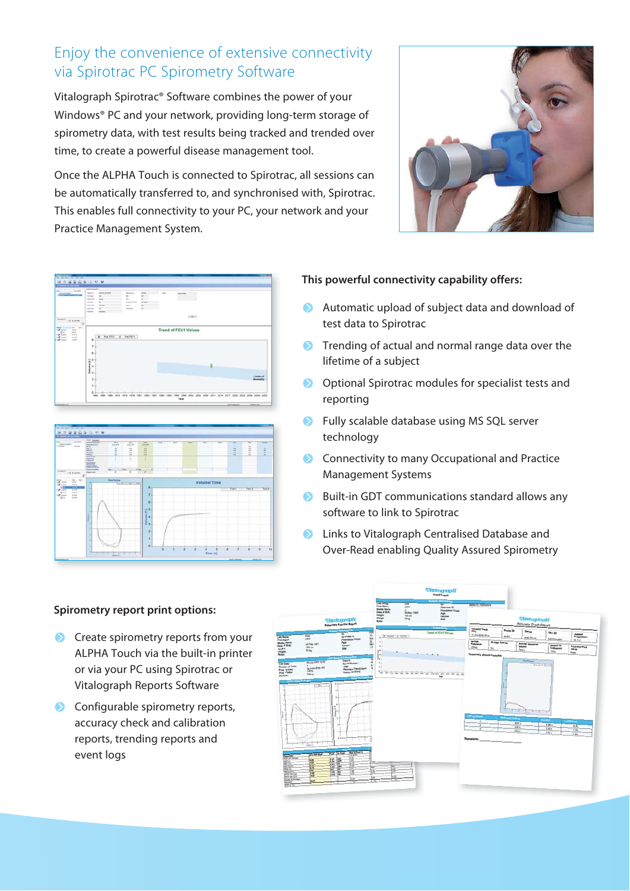## Enjoy the convenience of extensive connectivity via Spirotrac PC Spirometry Software

Vitalograph Spirotrac® Software combines the power of your Windows® PC and your network, providing long-term storage of spirometry data, with test results being tracked and trended over time, to create a powerful disease management tool.

Once the ALPHA Touch is connected to Spirotrac, all sessions can be automatically transferred to, and synchronised with, Spirotrac. This enables full connectivity to your PC, your network and your Practice Management System.

**This powerful connectivity capability offers:**

- Automatic upload of subject data and download of test data to Spirotrac
- Trending of actual and normal range data over the lifetime of a subject
- Optional Spirotrac modules for specialist tests and reporting
- Fully scalable database using MS SQL server technology
- Connectivity to many Occupational and Practice Management Systems
- Built-in GDT communications standard allows any software to link to Spirotrac
- Links to Vitalograph Centralised Database and Over-Read enabling Quality Assured Spirometry

**Spirometry report print options:**

- Create spirometry reports from your ALPHA Touch via the built-in printer or via your PC using Spirotrac or Vitalograph Reports Software
- Configurable spirometry reports, accuracy check and calibration reports, trending reports and event logs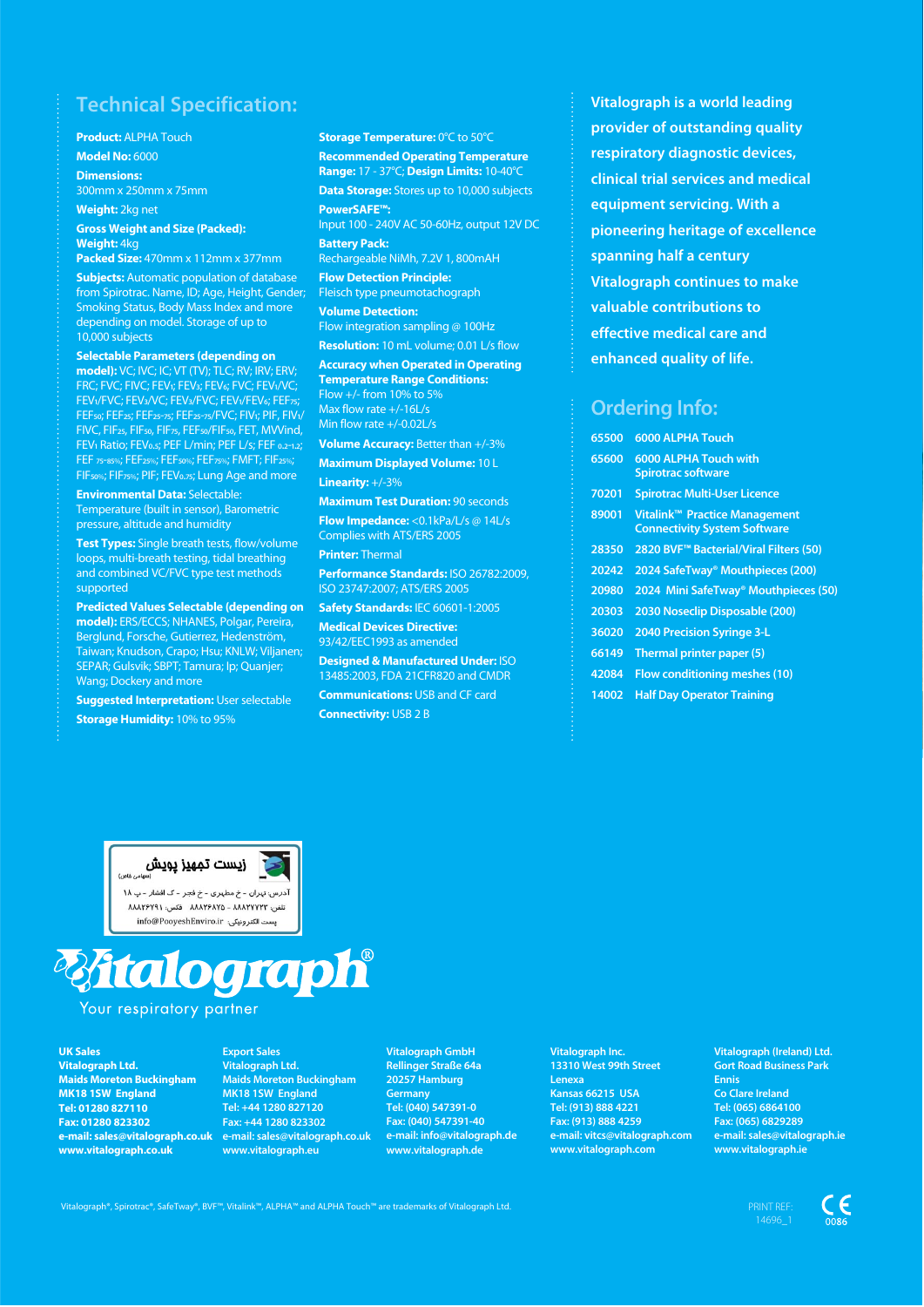## Technical Specification:

**Product:** ALPHA Touch

**Model No:** 6000

**Dimensions:**
300mm x 250mm x 75mm

**Weight:** 2kg net

**Gross Weight and Size (Packed):**
**Weight:** 4kg
**Packed Size:** 470mm x 112mm x 377mm

**Subjects:** Automatic population of database from Spirotrac. Name, ID; Age, Height, Gender; Smoking Status, Body Mass Index and more depending on model. Storage of up to 10,000 subjects

**Selectable Parameters (depending on model):** VC; IVC; IC; VT (TV); TLC; RV; IRV; ERV; FRC; FVC; FIVC; $FEV_1$; $FEV_3$; $FEV_6$; FVC; $FEV_1$/VC; $FEV_1$/FVC; $FEV_3$/VC; $FEV_3$/FVC; $FEV_1$/$FEV_6$; $FEF_{75}$; $FEF_{50}$; $FEF_{25}$; $FEF_{25-75}$; $FEF_{25-75}$/FVC; $FIV_1$; PIF, $FIV_1$/FIVC, $FIF_{25}$, $FIF_{50}$, $FIF_{75}$, $FEF_{50}$/$FIF_{50}$, FET, MVVind, $FEV_1$ Ratio; $FEV_{0.5}$; PEF L/min; PEF L/s; FEF $_{0.2-1.2}$; FEF $_{75-85\%}$; $FEF_{25\%}$; $FEF_{50\%}$; $FEF_{75\%}$; FMFT; $FIF_{25\%}$; $FIF_{50\%}$; $FIF_{75\%}$; PIF; $FEV_{0.75}$; Lung Age and more

**Environmental Data:** Selectable: Temperature (built in sensor), Barometric pressure, altitude and humidity

**Test Types:** Single breath tests, flow/volume loops, multi-breath testing, tidal breathing and combined VC/FVC type test methods supported

**Predicted Values Selectable (depending on model):** ERS/ECCS; NHANES, Polgar, Pereira, Berglund, Forsche, Gutierrez, Hedenström, Taiwan; Knudson, Crapo; Hsu; KNLW; Viljanen; SEPAR; Gulsvik; SBPT; Tamura; Ip; Quanjer; Wang; Dockery and more

**Suggested Interpretation:** User selectable

**Storage Humidity:** 10% to 95%

**Storage Temperature:** 0°C to 50°C

**Recommended Operating Temperature Range:** 17 - 37°C; **Design Limits:** 10-40°C

**Data Storage:** Stores up to 10,000 subjects

**PowerSAFE™:**
Input 100 - 240V AC 50-60Hz, output 12V DC

**Battery Pack:**
Rechargeable NiMh, 7.2V 1, 800mAH

**Flow Detection Principle:**
Fleisch type pneumotachograph

**Volume Detection:**
Flow integration sampling @ 100Hz

**Resolution:** 10 mL volume; 0.01 L/s flow

**Accuracy when Operated in Operating Temperature Range Conditions:**
Flow +/- from 10% to 5%
Max flow rate +/-16L/s
Min flow rate +/-0.02L/s

**Volume Accuracy:** Better than +/-3%

**Maximum Displayed Volume:** 10 L

**Linearity:** +/-3%

**Maximum Test Duration:** 90 seconds

**Flow Impedance:** <0.1kPa/L/s @ 14L/s
Complies with ATS/ERS 2005

**Printer:** Thermal

**Performance Standards:** ISO 26782:2009, ISO 23747:2007; ATS/ERS 2005

**Safety Standards:** IEC 60601-1:2005

**Medical Devices Directive:**
93/42/EEC1993 as amended

**Designed & Manufactured Under:** ISO 13485:2003, FDA 21CFR820 and CMDR

**Communications:** USB and CF card

**Connectivity:** USB 2 B

**Vitalograph is a world leading provider of outstanding quality respiratory diagnostic devices, clinical trial services and medical equipment servicing. With a pioneering heritage of excellence spanning half a century Vitalograph continues to make valuable contributions to effective medical care and enhanced quality of life.**

## Ordering Info:

| | |
|---|---|
| 65500 | 6000 ALPHA Touch |
| 65600 | 6000 ALPHA Touch with Spirotrac software |
| 70201 | Spirotrac Multi-User Licence |
| 89001 | Vitalink™ Practice Management Connectivity System Software |
| 28350 | 2820 BVF™ Bacterial/Viral Filters (50) |
| 20242 | 2024 SafeTway® Mouthpieces (200) |
| 20980 | 2024 Mini SafeTway® Mouthpieces (50) |
| 20303 | 2030 Noseclip Disposable (200) |
| 36020 | 2040 Precision Syringe 3-L |
| 66149 | Thermal printer paper (5) |
| 42084 | Flow conditioning meshes (10) |
| 14002 | Half Day Operator Training |

زیست تجهیز پویش
(سهامی خاص)
آدرس: تهران - خ مطهری - خ فجر - ک افشار - پ ۱۸
تلفن: ۸۸۸۲۷۷۲۳ - ۸۸۸۲۶۸۷۵ فکس: ۸۸۸۳۶۲۹۱
پست الکترونیکی: info@PooyeshEnviro.ir

Vitalograph®
Your respiratory partner

**UK Sales**
**Vitalograph Ltd.**
**Maids Moreton Buckingham**
**MK18 1SW England**
**Tel: 01280 827110**
**Fax: 01280 823302**
**e-mail: sales@vitalograph.co.uk**
**www.vitalograph.co.uk**

**Export Sales**
**Vitalograph Ltd.**
Maids Moreton Buckingham
MK18 1SW England
Tel: +44 1280 827120
Fax: +44 1280 823302
e-mail: sales@vitalograph.co.uk
www.vitalograph.eu

**Vitalograph GmbH**
Rellinger Straße 64a
20257 Hamburg
Germany
Tel: (040) 547391-0
Fax: (040) 547391-40
e-mail: info@vitalograph.de
www.vitalograph.de

**Vitalograph Inc.**
13310 West 99th Street
Lenexa
Kansas 66215 USA
Tel: (913) 888 4221
Fax: (913) 888 4259
e-mail: vitcs@vitalograph.com
www.vitalograph.com

**Vitalograph (Ireland) Ltd.**
Gort Road Business Park
Ennis
Co Clare Ireland
Tel: (065) 6864100
Fax: (065) 6829289
e-mail: sales@vitalograph.ie
www.vitalograph.ie

Vitalograph®, Spirotrac®, SafeTway®, BVF™, Vitalink™, ALPHA™ and ALPHA Touch™ are trademarks of Vitalograph Ltd.

PRINT REF: 14696_1

CE 0086